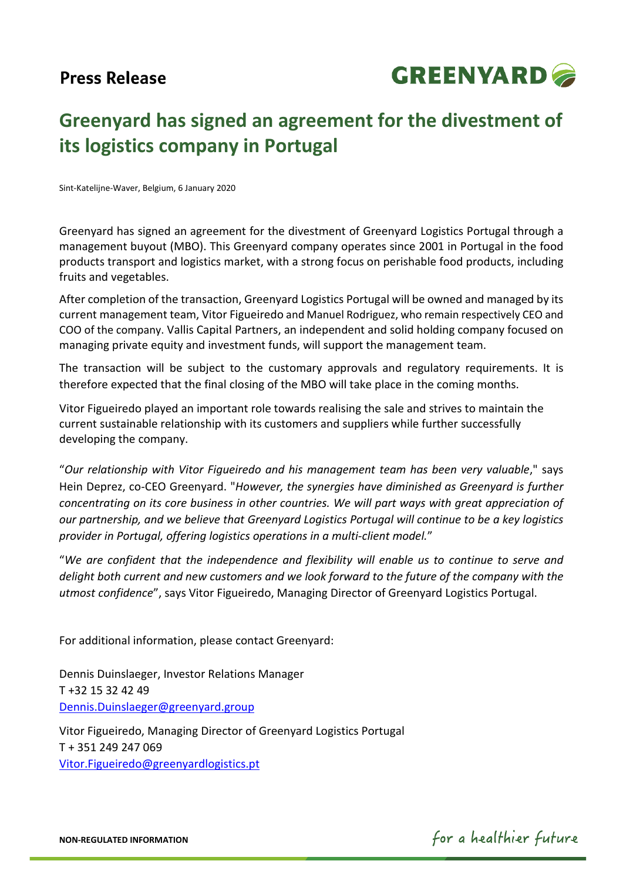**Press Release**

GREENYARD

# Greenyard has signed an agreement for the divestment of its logistics company in Portugal

Sint-Katelijne-Waver, Belgium, 6 January 2020

Greenyard has signed an agreement for the divestment of Greenyard Logistics Portugal through a management buyout (MBO). This Greenyard company operates since 2001 in Portugal in the food products transport and logistics market, with a strong focus on perishable food products, including fruits and vegetables.

After completion of the transaction, Greenyard Logistics Portugal will be owned and managed by its current management team, Vitor Figueiredo and Manuel Rodriguez, who remain respectively CEO and COO of the company. Vallis Capital Partners, an independent and solid holding company focused on managing private equity and investment funds, will support the management team.

The transaction will be subject to the customary approvals and regulatory requirements. It is therefore expected that the final closing of the MBO will take place in the coming months.

Vitor Figueiredo played an important role towards realising the sale and strives to maintain the current sustainable relationship with its customers and suppliers while further successfully developing the company.

"*Our relationship with Vitor Figueiredo and his management team has been very valuable*," says Hein Deprez, co-CEO Greenyard. "*However, the synergies have diminished as Greenyard is further concentrating on its core business in other countries. We will part ways with great appreciation of our partnership, and we believe that Greenyard Logistics Portugal will continue to be a key logistics provider in Portugal, offering logistics operations in a multi-client model.*"

"*We are confident that the independence and flexibility will enable us to continue to serve and delight both current and new customers and we look forward to the future of the company with the utmost confidence*", says Vitor Figueiredo, Managing Director of Greenyard Logistics Portugal.

For additional information, please contact Greenyard:

Dennis Duinslaeger, Investor Relations Manager
T +32 15 32 42 49
Dennis.Duinslaeger@greenyard.group

Vitor Figueiredo, Managing Director of Greenyard Logistics Portugal
T + 351 249 247 069
Vitor.Figueiredo@greenyardlogistics.pt

**NON-REGULATED INFORMATION**

for a healthier future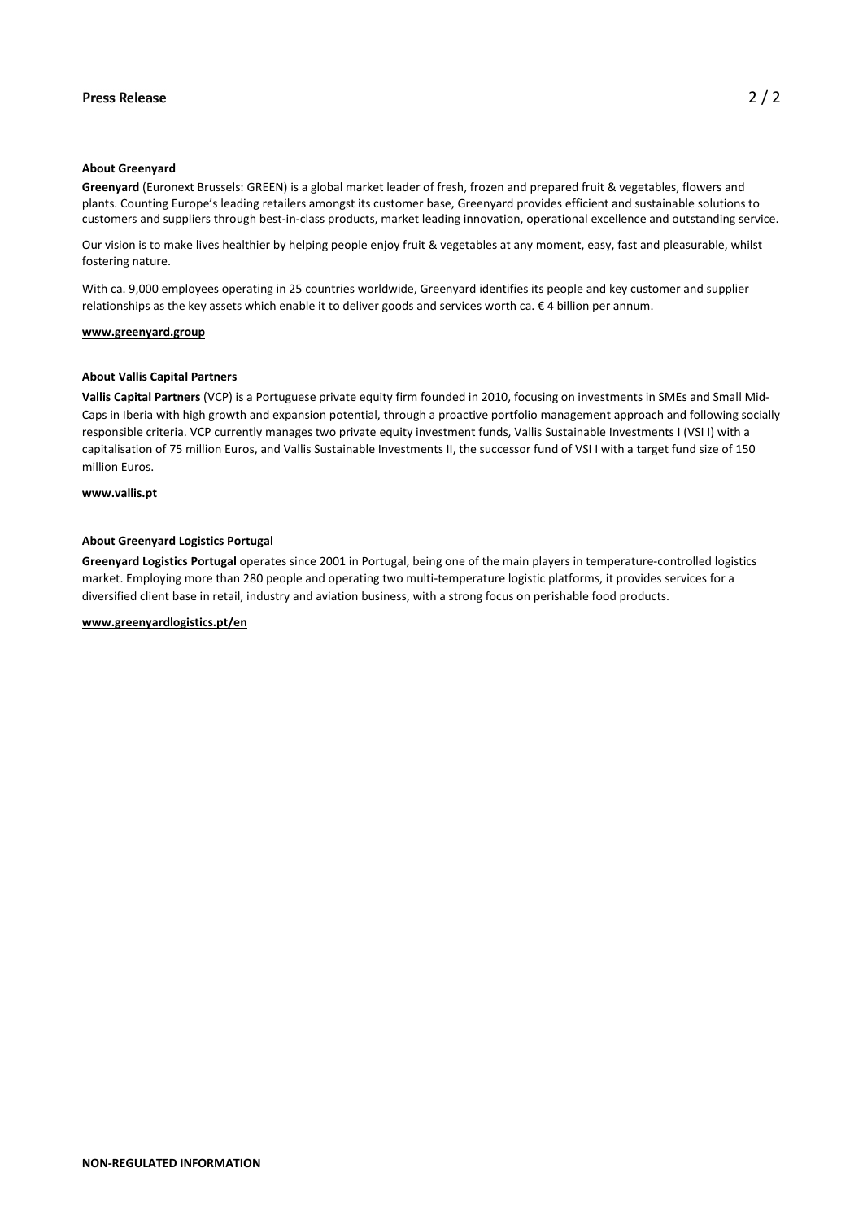**About Greenyard**

**Greenyard** (Euronext Brussels: GREEN) is a global market leader of fresh, frozen and prepared fruit & vegetables, flowers and plants. Counting Europe's leading retailers amongst its customer base, Greenyard provides efficient and sustainable solutions to customers and suppliers through best-in-class products, market leading innovation, operational excellence and outstanding service.

Our vision is to make lives healthier by helping people enjoy fruit & vegetables at any moment, easy, fast and pleasurable, whilst fostering nature.

With ca. 9,000 employees operating in 25 countries worldwide, Greenyard identifies its people and key customer and supplier relationships as the key assets which enable it to deliver goods and services worth ca. € 4 billion per annum.

**www.greenyard.group**

**About Vallis Capital Partners**

**Vallis Capital Partners** (VCP) is a Portuguese private equity firm founded in 2010, focusing on investments in SMEs and Small Mid-Caps in Iberia with high growth and expansion potential, through a proactive portfolio management approach and following socially responsible criteria. VCP currently manages two private equity investment funds, Vallis Sustainable Investments I (VSI I) with a capitalisation of 75 million Euros, and Vallis Sustainable Investments II, the successor fund of VSI I with a target fund size of 150 million Euros.

**www.vallis.pt**

**About Greenyard Logistics Portugal**

**Greenyard Logistics Portugal** operates since 2001 in Portugal, being one of the main players in temperature-controlled logistics market. Employing more than 280 people and operating two multi-temperature logistic platforms, it provides services for a diversified client base in retail, industry and aviation business, with a strong focus on perishable food products.

**www.greenyardlogistics.pt/en**

**NON-REGULATED INFORMATION**